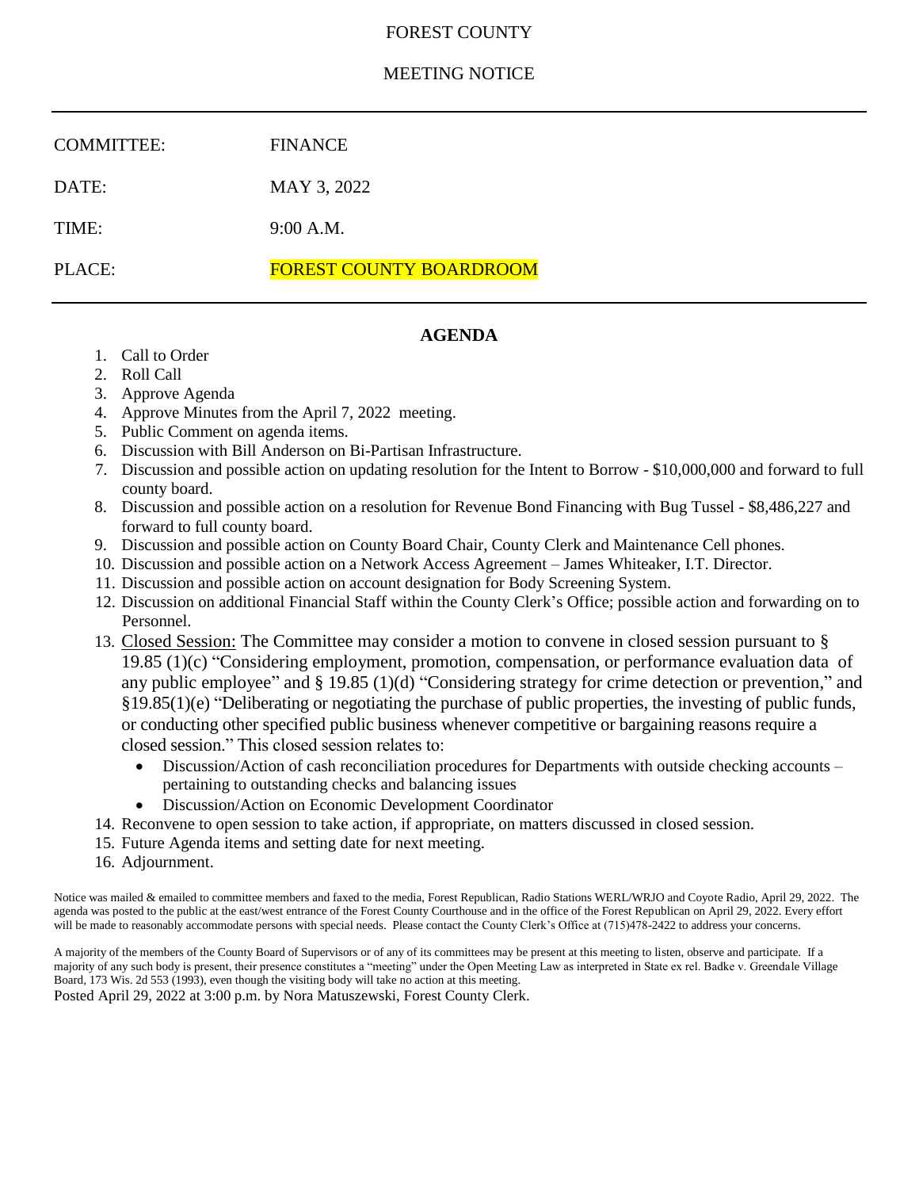# FOREST COUNTY

## MEETING NOTICE

---

| | |
|---|---|
| COMMITTEE: | FINANCE |
| DATE: | MAY 3, 2022 |
| TIME: | 9:00 A.M. |
| PLACE: | FOREST COUNTY BOARDROOM |

---

## AGENDA

1. Call to Order
2. Roll Call
3. Approve Agenda
4. Approve Minutes from the April 7, 2022 meeting.
5. Public Comment on agenda items.
6. Discussion with Bill Anderson on Bi-Partisan Infrastructure.
7. Discussion and possible action on updating resolution for the Intent to Borrow - $10,000,000 and forward to full county board.
8. Discussion and possible action on a resolution for Revenue Bond Financing with Bug Tussel - $8,486,227 and forward to full county board.
9. Discussion and possible action on County Board Chair, County Clerk and Maintenance Cell phones.
10. Discussion and possible action on a Network Access Agreement – James Whiteaker, I.T. Director.
11. Discussion and possible action on account designation for Body Screening System.
12. Discussion on additional Financial Staff within the County Clerk's Office; possible action and forwarding on to Personnel.
13. Closed Session: The Committee may consider a motion to convene in closed session pursuant to § 19.85 (1)(c) "Considering employment, promotion, compensation, or performance evaluation data of any public employee" and § 19.85 (1)(d) "Considering strategy for crime detection or prevention," and §19.85(1)(e) "Deliberating or negotiating the purchase of public properties, the investing of public funds, or conducting other specified public business whenever competitive or bargaining reasons require a closed session." This closed session relates to:
    - Discussion/Action of cash reconciliation procedures for Departments with outside checking accounts – pertaining to outstanding checks and balancing issues
    - Discussion/Action on Economic Development Coordinator
14. Reconvene to open session to take action, if appropriate, on matters discussed in closed session.
15. Future Agenda items and setting date for next meeting.
16. Adjournment.

Notice was mailed & emailed to committee members and faxed to the media, Forest Republican, Radio Stations WERL/WRJO and Coyote Radio, April 29, 2022. The agenda was posted to the public at the east/west entrance of the Forest County Courthouse and in the office of the Forest Republican on April 29, 2022. Every effort will be made to reasonably accommodate persons with special needs. Please contact the County Clerk's Office at (715)478-2422 to address your concerns.

A majority of the members of the County Board of Supervisors or of any of its committees may be present at this meeting to listen, observe and participate. If a majority of any such body is present, their presence constitutes a "meeting" under the Open Meeting Law as interpreted in State ex rel. Badke v. Greendale Village Board, 173 Wis. 2d 553 (1993), even though the visiting body will take no action at this meeting.

Posted April 29, 2022 at 3:00 p.m. by Nora Matuszewski, Forest County Clerk.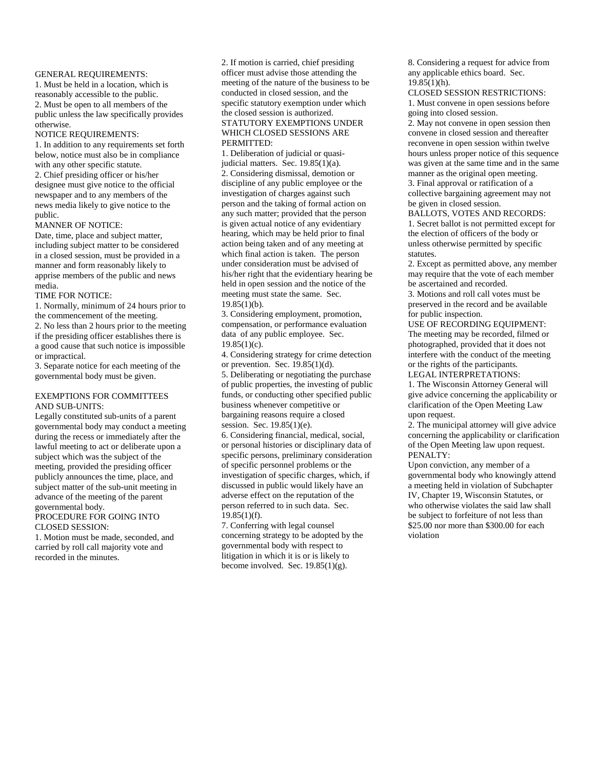## GENERAL REQUIREMENTS:

1. Must be held in a location, which is reasonably accessible to the public.
2. Must be open to all members of the public unless the law specifically provides otherwise.

## NOTICE REQUIREMENTS:

1. In addition to any requirements set forth below, notice must also be in compliance with any other specific statute.
2. Chief presiding officer or his/her designee must give notice to the official newspaper and to any members of the news media likely to give notice to the public.

## MANNER OF NOTICE:

Date, time, place and subject matter, including subject matter to be considered in a closed session, must be provided in a manner and form reasonably likely to apprise members of the public and news media.

## TIME FOR NOTICE:

1. Normally, minimum of 24 hours prior to the commencement of the meeting.
2. No less than 2 hours prior to the meeting if the presiding officer establishes there is a good cause that such notice is impossible or impractical.
3. Separate notice for each meeting of the governmental body must be given.

## EXEMPTIONS FOR COMMITTEES AND SUB-UNITS:

Legally constituted sub-units of a parent governmental body may conduct a meeting during the recess or immediately after the lawful meeting to act or deliberate upon a subject which was the subject of the meeting, provided the presiding officer publicly announces the time, place, and subject matter of the sub-unit meeting in advance of the meeting of the parent governmental body.

## PROCEDURE FOR GOING INTO CLOSED SESSION:

1. Motion must be made, seconded, and carried by roll call majority vote and recorded in the minutes.
2. If motion is carried, chief presiding officer must advise those attending the meeting of the nature of the business to be conducted in closed session, and the specific statutory exemption under which the closed session is authorized.

## STATUTORY EXEMPTIONS UNDER WHICH CLOSED SESSIONS ARE PERMITTED:

1. Deliberation of judicial or quasi-judicial matters. Sec. 19.85(1)(a).
2. Considering dismissal, demotion or discipline of any public employee or the investigation of charges against such person and the taking of formal action on any such matter; provided that the person is given actual notice of any evidentiary hearing, which may be held prior to final action being taken and of any meeting at which final action is taken. The person under consideration must be advised of his/her right that the evidentiary hearing be held in open session and the notice of the meeting must state the same. Sec. 19.85(1)(b).
3. Considering employment, promotion, compensation, or performance evaluation data of any public employee. Sec. 19.85(1)(c).
4. Considering strategy for crime detection or prevention. Sec. 19.85(1)(d).
5. Deliberating or negotiating the purchase of public properties, the investing of public funds, or conducting other specified public business whenever competitive or bargaining reasons require a closed session. Sec. 19.85(1)(e).
6. Considering financial, medical, social, or personal histories or disciplinary data of specific persons, preliminary consideration of specific personnel problems or the investigation of specific charges, which, if discussed in public would likely have an adverse effect on the reputation of the person referred to in such data. Sec. 19.85(1)(f).
7. Conferring with legal counsel concerning strategy to be adopted by the governmental body with respect to litigation in which it is or is likely to become involved. Sec. 19.85(1)(g).
8. Considering a request for advice from any applicable ethics board. Sec. 19.85(1)(h).

## CLOSED SESSION RESTRICTIONS:

1. Must convene in open sessions before going into closed session.
2. May not convene in open session then convene in closed session and thereafter reconvene in open session within twelve hours unless proper notice of this sequence was given at the same time and in the same manner as the original open meeting.
3. Final approval or ratification of a collective bargaining agreement may not be given in closed session.

## BALLOTS, VOTES AND RECORDS:

1. Secret ballot is not permitted except for the election of officers of the body or unless otherwise permitted by specific statutes.
2. Except as permitted above, any member may require that the vote of each member be ascertained and recorded.
3. Motions and roll call votes must be preserved in the record and be available for public inspection.

## USE OF RECORDING EQUIPMENT:

The meeting may be recorded, filmed or photographed, provided that it does not interfere with the conduct of the meeting or the rights of the participants.

## LEGAL INTERPRETATIONS:

1. The Wisconsin Attorney General will give advice concerning the applicability or clarification of the Open Meeting Law upon request.
2. The municipal attorney will give advice concerning the applicability or clarification of the Open Meeting law upon request.

## PENALTY:

Upon conviction, any member of a governmental body who knowingly attend a meeting held in violation of Subchapter IV, Chapter 19, Wisconsin Statutes, or who otherwise violates the said law shall be subject to forfeiture of not less than $25.00 nor more than $300.00 for each violation